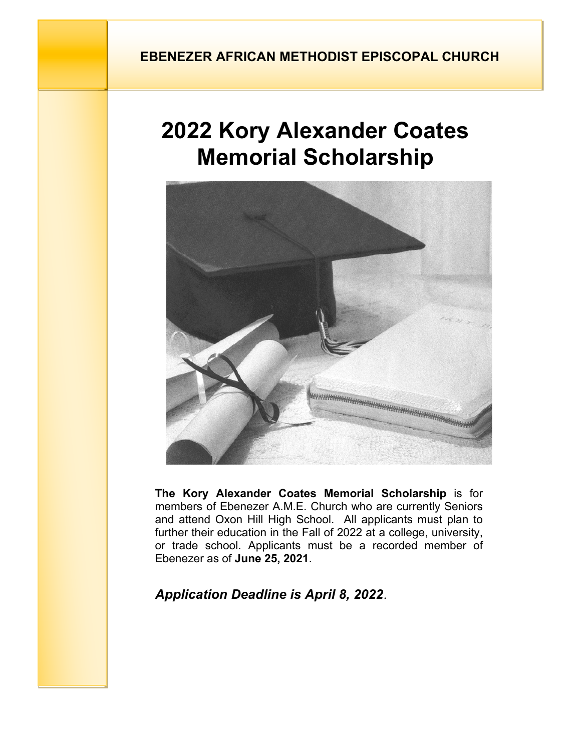**EBENEZER AFRICAN METHODIST EPISCOPAL CHURCH**

# 2022 Kory Alexander Coates Memorial Scholarship

**The Kory Alexander Coates Memorial Scholarship** is for members of Ebenezer A.M.E. Church who are currently Seniors and attend Oxon Hill High School. All applicants must plan to further their education in the Fall of 2022 at a college, university, or trade school. Applicants must be a recorded member of Ebenezer as of **June 25, 2021**.

***Application Deadline is April 8, 2022***.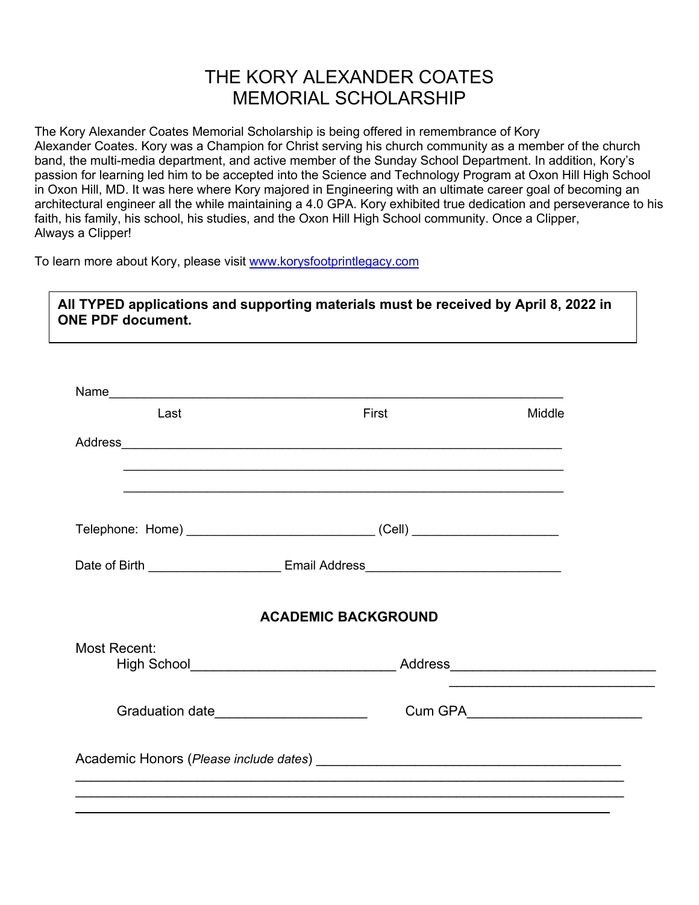# THE KORY ALEXANDER COATES MEMORIAL SCHOLARSHIP

The Kory Alexander Coates Memorial Scholarship is being offered in remembrance of Kory Alexander Coates. Kory was a Champion for Christ serving his church community as a member of the church band, the multi-media department, and active member of the Sunday School Department. In addition, Kory's passion for learning led him to be accepted into the Science and Technology Program at Oxon Hill High School in Oxon Hill, MD. It was here where Kory majored in Engineering with an ultimate career goal of becoming an architectural engineer all the while maintaining a 4.0 GPA. Kory exhibited true dedication and perseverance to his faith, his family, his school, his studies, and the Oxon Hill High School community. Once a Clipper, Always a Clipper!

To learn more about Kory, please visit www.korysfootprintlegacy.com

**All TYPED applications and supporting materials must be received by April 8, 2022 in ONE PDF document.**

Name_______________________________________________________________

Last First Middle

Address_____________________________________________________________

____________________________________________________________

____________________________________________________________

Telephone: Home) __________________________ (Cell) ____________________

Date of Birth __________________ Email Address___________________________

**ACADEMIC BACKGROUND**

Most Recent:

High School____________________________ Address____________________________

____________________________

Graduation date_____________________ Cum GPA________________________

Academic Honors (*Please include dates*) __________________________________________

_____________________________________________________________________________

_____________________________________________________________________________

_____________________________________________________________________________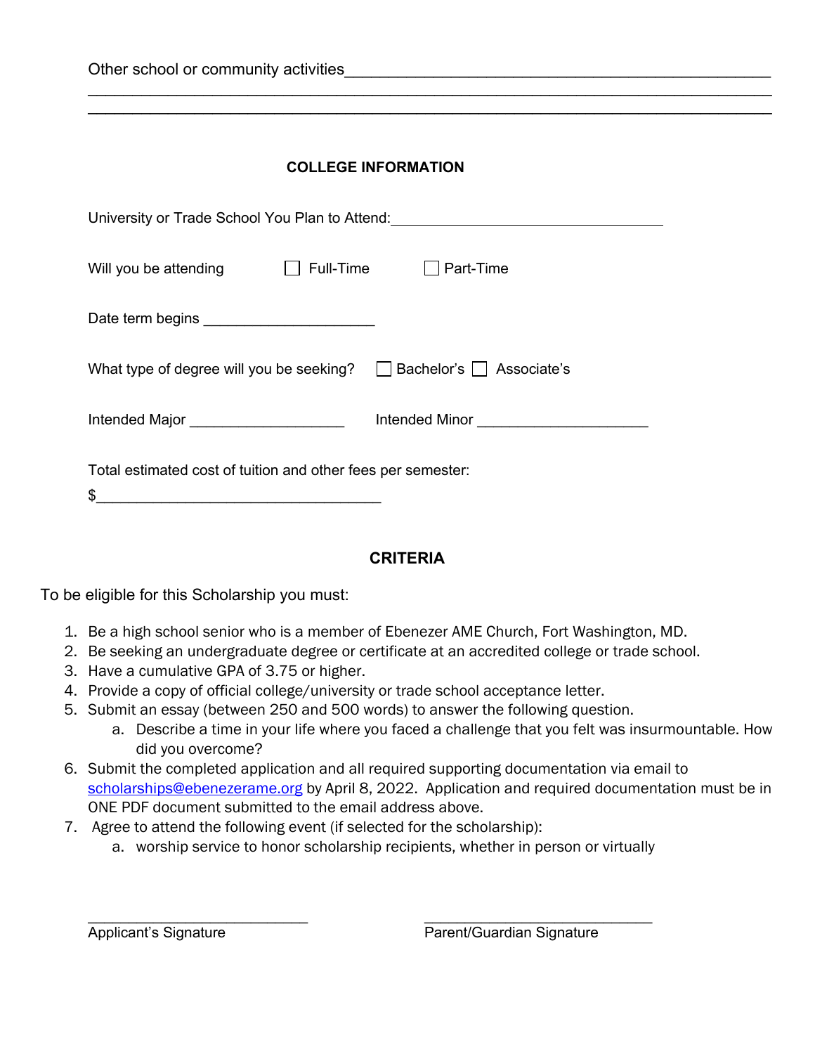Other school or community activities___________________________________________________
_____________________________________________________________________________
_____________________________________________________________________________

## COLLEGE INFORMATION

University or Trade School You Plan to Attend:___________________________________

Will you be attending ☐ Full-Time ☐ Part-Time

Date term begins ____________________

What type of degree will you be seeking? ☐ Bachelor's ☐ Associate's

Intended Major __________________ Intended Minor ____________________

Total estimated cost of tuition and other fees per semester:

$__________________________________

## CRITERIA

To be eligible for this Scholarship you must:

1. Be a high school senior who is a member of Ebenezer AME Church, Fort Washington, MD.
2. Be seeking an undergraduate degree or certificate at an accredited college or trade school.
3. Have a cumulative GPA of 3.75 or higher.
4. Provide a copy of official college/university or trade school acceptance letter.
5. Submit an essay (between 250 and 500 words) to answer the following question.
   a. Describe a time in your life where you faced a challenge that you felt was insurmountable. How did you overcome?
6. Submit the completed application and all required supporting documentation via email to scholarships@ebenezerame.org by April 8, 2022. Application and required documentation must be in ONE PDF document submitted to the email address above.
7. Agree to attend the following event (if selected for the scholarship):
   a. worship service to honor scholarship recipients, whether in person or virtually

__________________________ __________________________

Applicant's Signature Parent/Guardian Signature